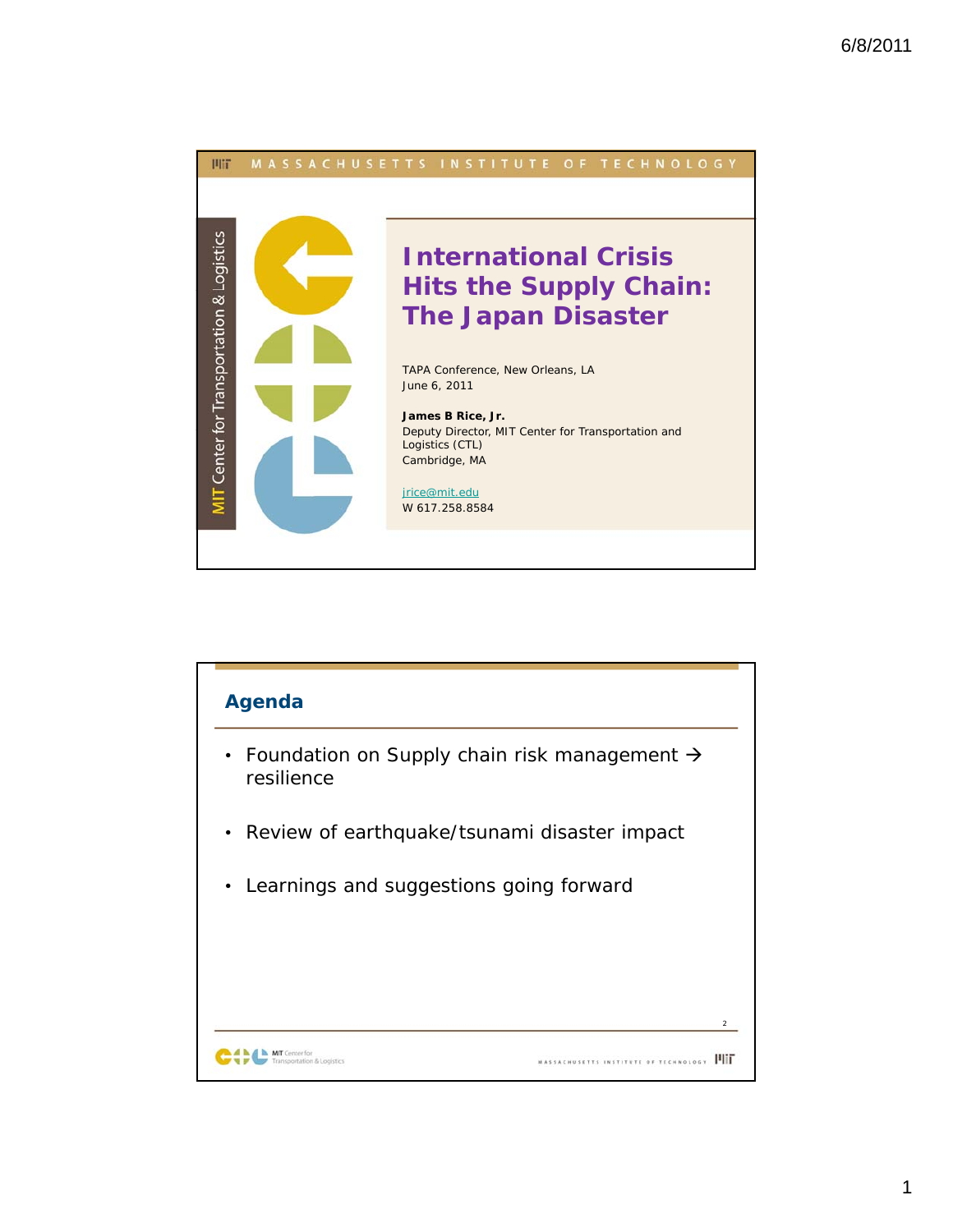# International Crisis Hits the Supply Chain: The Japan Disaster

TAPA Conference, New Orleans, LA
June 6, 2011

**James B Rice, Jr.**
Deputy Director, MIT Center for Transportation and Logistics (CTL)
Cambridge, MA

jrice@mit.edu
W 617.258.8584

## Agenda

- Foundation on Supply chain risk management → resilience
- Review of earthquake/tsunami disaster impact
- Learnings and suggestions going forward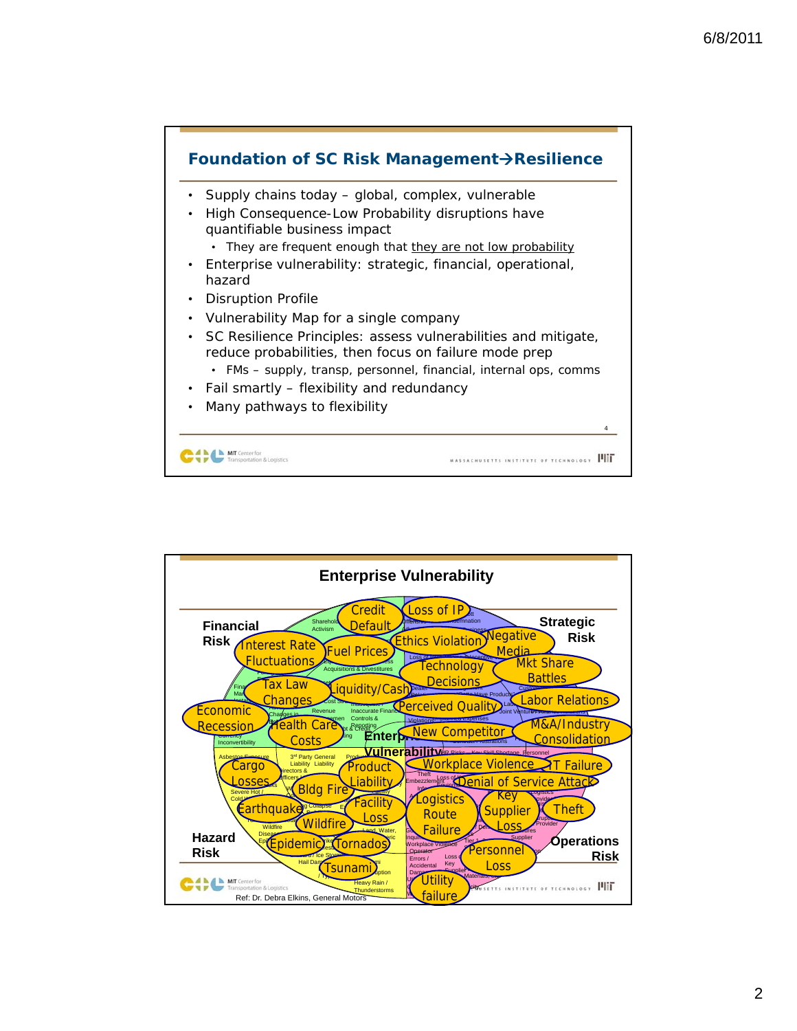## Foundation of SC Risk Management→Resilience

- Supply chains today – global, complex, vulnerable
- High Consequence-Low Probability disruptions have quantifiable business impact
  - They are frequent enough that they are not low probability
- Enterprise vulnerability: strategic, financial, operational, hazard
- Disruption Profile
- Vulnerability Map for a single company
- SC Resilience Principles: assess vulnerabilities and mitigate, reduce probabilities, then focus on failure mode prep
  - FMs – supply, transp, personnel, financial, internal ops, comms
- Fail smartly – flexibility and redundancy
- Many pathways to flexibility

## Enterprise Vulnerability

**Financial Risk**: Credit Default, Interest Rate Fluctuations, Fuel Prices, Tax Law Changes, Liquidity/Cash, Economic Recession, Health Care Costs

**Strategic Risk**: Loss of IP, Ethics Violation, Negative Media, Technology Decisions, Mkt Share Battles, Perceived Quality, Labor Relations, New Competitor, M&A/Industry Consolidation

**Hazard Risk**: Cargo Losses, Product Liability, Bldg Fire, Earthquake, Facility Loss, Wildfire, Epidemic, Tornados, Tsunami

**Operations Risk**: Workplace Violence, IT Failure, Denial of Service Attack, Logistics Route Failure, Key Supplier Loss, Theft, Personnel Loss, Utility failure

Ref: Dr. Debra Elkins, General Motors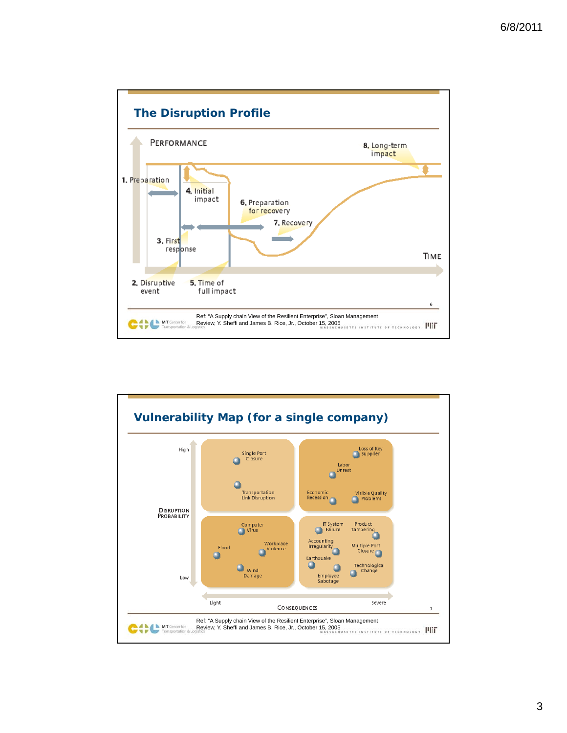## The Disruption Profile

PERFORMANCE

1. Preparation
2. Disruptive event
3. First response
4. Initial impact
5. Time of full impact
6. Preparation for recovery
7. Recovery
8. Long-term impact

TIME

Ref: "A Supply chain View of the Resilient Enterprise", Sloan Management Review, Y. Sheffi and James B. Rice, Jr., October 15, 2005

## Vulnerability Map (for a single company)

DISRUPTION PROBABILITY (High – Low)

CONSEQUENCES (Light – Severe)

| | Light | Severe |
|---|---|---|
| **High** | Single Port Closure; Transportation Link Disruption | Loss of Key Supplier; Labor Unrest; Economic Recession; Visible Quality Problems |
| **Low** | Computer Virus; Flood; Workplace Violence; Wind Damage | IT System Failure; Product Tampering; Accounting Irregularity; Multiple Port Closure; Earthquake; Technological Change; Employee Sabotage |

Ref: "A Supply chain View of the Resilient Enterprise", Sloan Management Review, Y. Sheffi and James B. Rice, Jr., October 15, 2005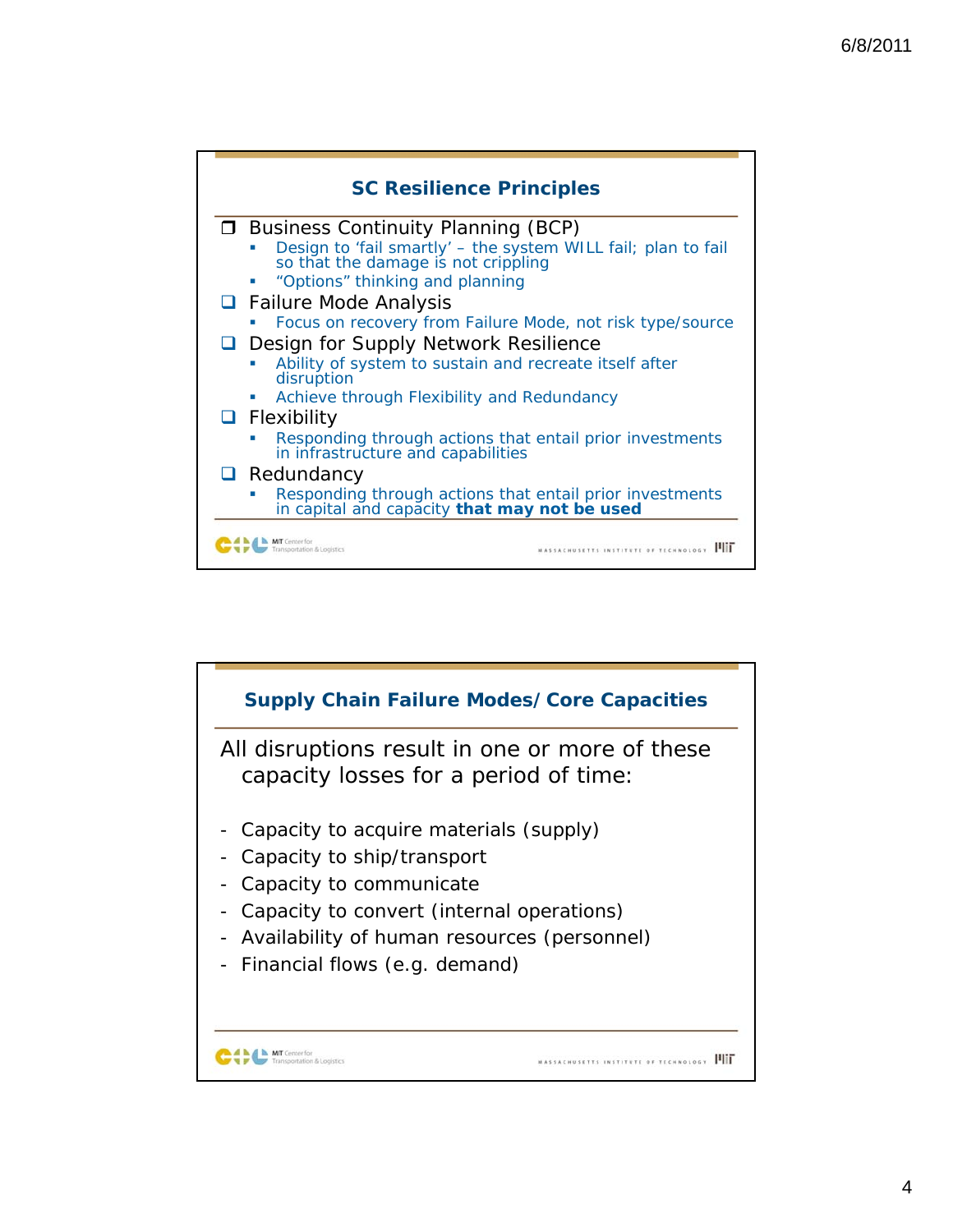## SC Resilience Principles

- Business Continuity Planning (BCP)
  - Design to 'fail smartly' – the system WILL fail; plan to fail so that the damage is not crippling
  - "Options" thinking and planning
- Failure Mode Analysis
  - Focus on recovery from Failure Mode, not risk type/source
- Design for Supply Network Resilience
  - Ability of system to sustain and recreate itself after disruption
  - Achieve through Flexibility and Redundancy
- Flexibility
  - Responding through actions that entail prior investments in infrastructure and capabilities
- Redundancy
  - Responding through actions that entail prior investments in capital and capacity **that may not be used**

## Supply Chain Failure Modes/Core Capacities

All disruptions result in one or more of these capacity losses for a period of time:

- Capacity to acquire materials (supply)
- Capacity to ship/transport
- Capacity to communicate
- Capacity to convert (internal operations)
- Availability of human resources (personnel)
- Financial flows (e.g. demand)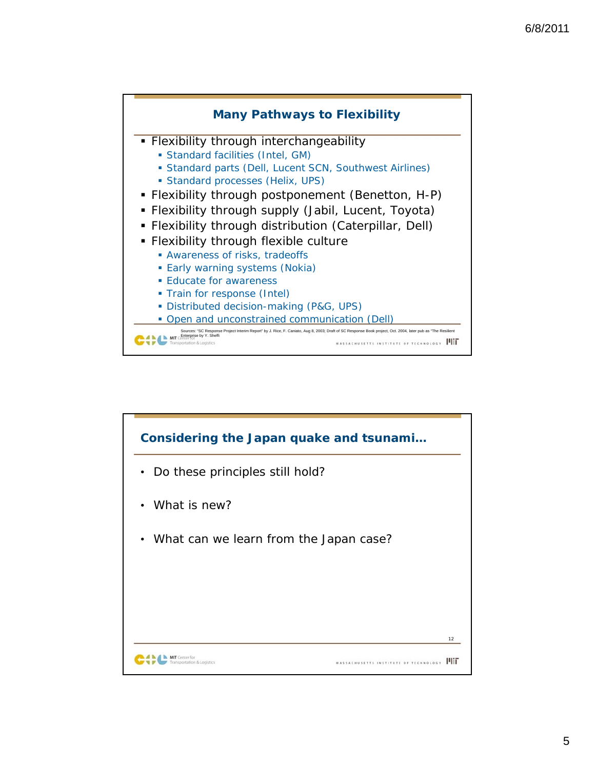## Many Pathways to Flexibility

- Flexibility through interchangeability
  - Standard facilities (Intel, GM)
  - Standard parts (Dell, Lucent SCN, Southwest Airlines)
  - Standard processes (Helix, UPS)
- Flexibility through postponement (Benetton, H-P)
- Flexibility through supply (Jabil, Lucent, Toyota)
- Flexibility through distribution (Caterpillar, Dell)
- Flexibility through flexible culture
  - Awareness of risks, tradeoffs
  - Early warning systems (Nokia)
  - Educate for awareness
  - Train for response (Intel)
  - Distributed decision-making (P&G, UPS)
  - Open and unconstrained communication (Dell)

Sources: "SC Response Project Interim Report" by J. Rice, F. Caniato, Aug 8, 2003; Draft of SC Response Book project, Oct. 2004, later pub as "The Resilient Enterprise by Y. Sheffi

## Considering the Japan quake and tsunami…

- Do these principles still hold?
- What is new?
- What can we learn from the Japan case?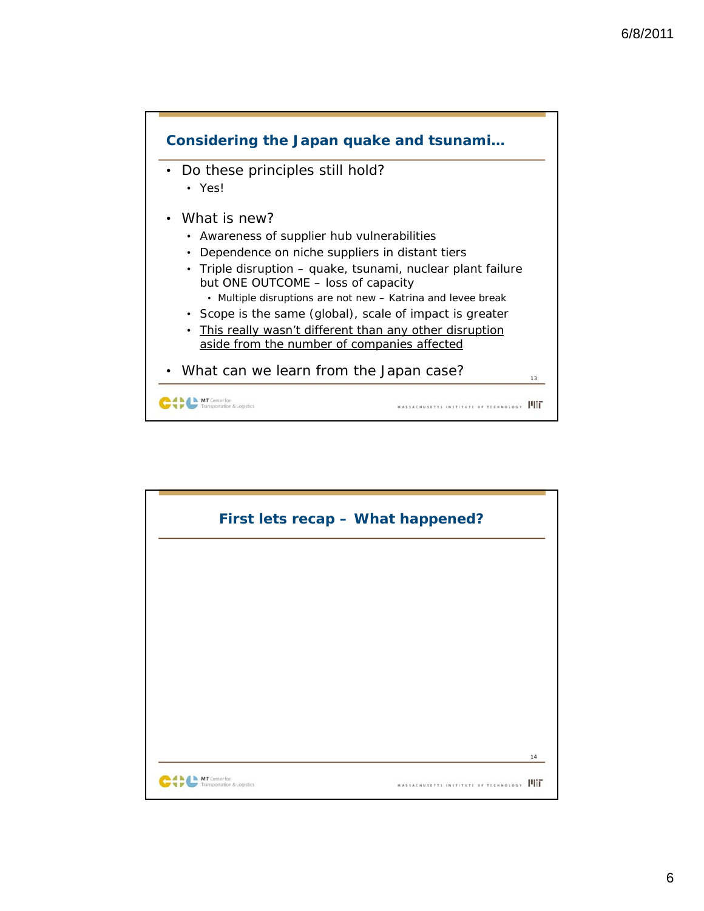## Considering the Japan quake and tsunami…

- Do these principles still hold?
  - Yes!
- What is new?
  - Awareness of supplier hub vulnerabilities
  - Dependence on niche suppliers in distant tiers
  - Triple disruption – quake, tsunami, nuclear plant failure but ONE OUTCOME – loss of capacity
    - Multiple disruptions are not new – Katrina and levee break
  - Scope is the same (global), scale of impact is greater
  - <u>This really wasn't different than any other disruption aside from the number of companies affected</u>
- What can we learn from the Japan case?

## First lets recap – What happened?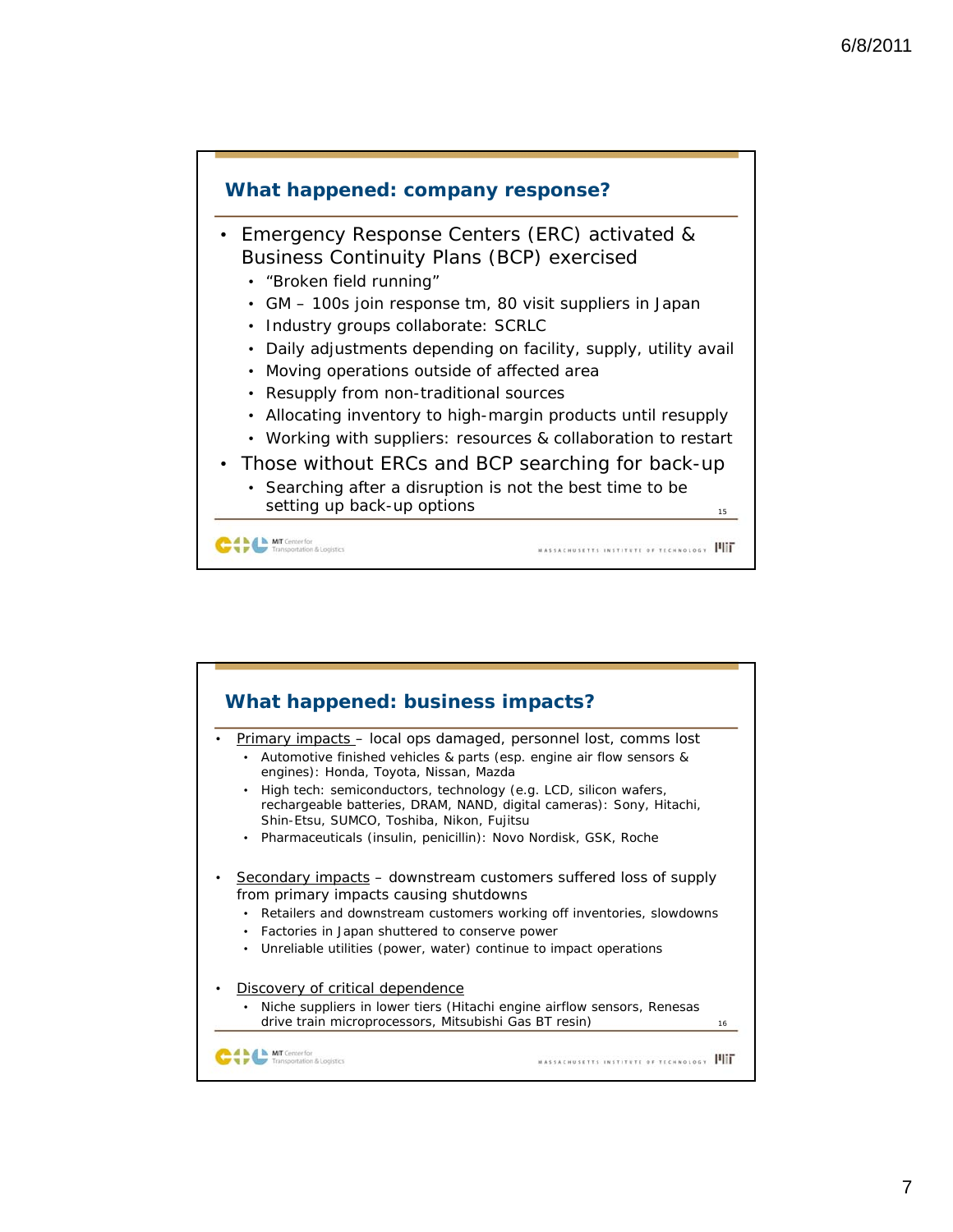## What happened: company response?

- Emergency Response Centers (ERC) activated & Business Continuity Plans (BCP) exercised
  - "Broken field running"
  - GM – 100s join response tm, 80 visit suppliers in Japan
  - Industry groups collaborate: SCRLC
  - Daily adjustments depending on facility, supply, utility avail
  - Moving operations outside of affected area
  - Resupply from non-traditional sources
  - Allocating inventory to high-margin products until resupply
  - Working with suppliers: resources & collaboration to restart
- Those without ERCs and BCP searching for back-up
  - Searching after a disruption is not the best time to be setting up back-up options

## What happened: business impacts?

- Primary impacts – local ops damaged, personnel lost, comms lost
  - Automotive finished vehicles & parts (esp. engine air flow sensors & engines): Honda, Toyota, Nissan, Mazda
  - High tech: semiconductors, technology (e.g. LCD, silicon wafers, rechargeable batteries, DRAM, NAND, digital cameras): Sony, Hitachi, Shin-Etsu, SUMCO, Toshiba, Nikon, Fujitsu
  - Pharmaceuticals (insulin, penicillin): Novo Nordisk, GSK, Roche
- Secondary impacts – downstream customers suffered loss of supply from primary impacts causing shutdowns
  - Retailers and downstream customers working off inventories, slowdowns
  - Factories in Japan shuttered to conserve power
  - Unreliable utilities (power, water) continue to impact operations
- Discovery of critical dependence
  - Niche suppliers in lower tiers (Hitachi engine airflow sensors, Renesas drive train microprocessors, Mitsubishi Gas BT resin)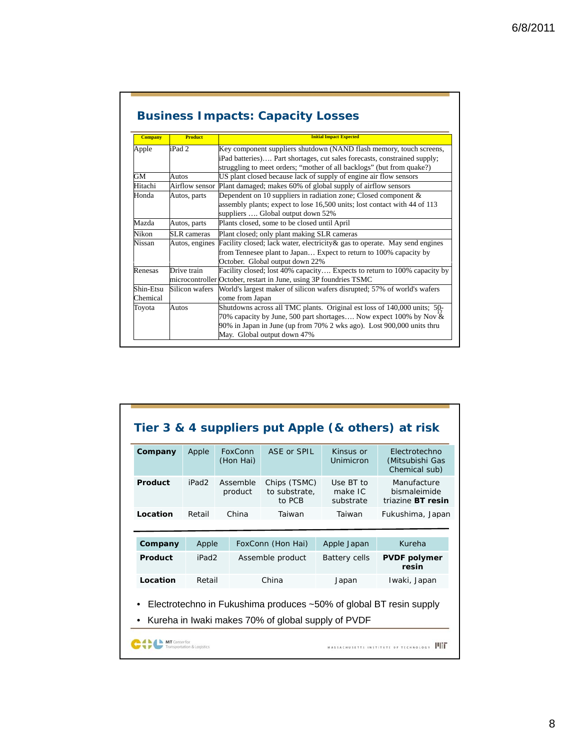## Business Impacts: Capacity Losses

| Company | Product | Initial Impact Expected |
|---|---|---|
| Apple | iPad 2 | Key component suppliers shutdown (NAND flash memory, touch screens, iPad batteries)…. Part shortages, cut sales forecasts, constrained supply; struggling to meet orders; "mother of all backlogs" (but from quake?) |
| GM | Autos | US plant closed because lack of supply of engine air flow sensors |
| Hitachi | Airflow sensor | Plant damaged; makes 60% of global supply of airflow sensors |
| Honda | Autos, parts | Dependent on 10 suppliers in radiation zone; Closed component & assembly plants; expect to lose 16,500 units; lost contact with 44 of 113 suppliers …. Global output down 52% |
| Mazda | Autos, parts | Plants closed, some to be closed until April |
| Nikon | SLR cameras | Plant closed; only plant making SLR cameras |
| Nissan | Autos, engines | Facility closed; lack water, electricity& gas to operate. May send engines from Tennesee plant to Japan… Expect to return to 100% capacity by October. Global output down 22% |
| Renesas | Drive train microcontroller | Facility closed; lost 40% capacity…. Expects to return to 100% capacity by October, restart in June, using 3P foundries TSMC |
| Shin-Etsu Chemical | Silicon wafers | World's largest maker of silicon wafers disrupted; 57% of world's wafers come from Japan |
| Toyota | Autos | Shutdowns across all TMC plants. Original est loss of 140,000 units; 50-70% capacity by June, 500 part shortages…. Now expect 100% by Nov & 90% in Japan in June (up from 70% 2 wks ago). Lost 900,000 units thru May. Global output down 47% |

## Tier 3 & 4 suppliers put Apple (& others) at risk

| Company | Apple | FoxConn (Hon Hai) | ASE or SPIL | Kinsus or Unimicron | Electrotechno (Mitsubishi Gas Chemical sub) |
|---|---|---|---|---|---|
| **Product** | iPad2 | Assemble product | Chips (TSMC) to substrate, to PCB | Use BT to make IC substrate | Manufacture bismaleimide triazine **BT resin** |
| **Location** | Retail | China | Taiwan | Taiwan | Fukushima, Japan |

| Company | Apple | FoxConn (Hon Hai) | Apple Japan | Kureha |
|---|---|---|---|---|
| **Product** | iPad2 | Assemble product | Battery cells | **PVDF polymer resin** |
| **Location** | Retail | China | Japan | Iwaki, Japan |

- Electrotechno in Fukushima produces ~50% of global BT resin supply
- Kureha in Iwaki makes 70% of global supply of PVDF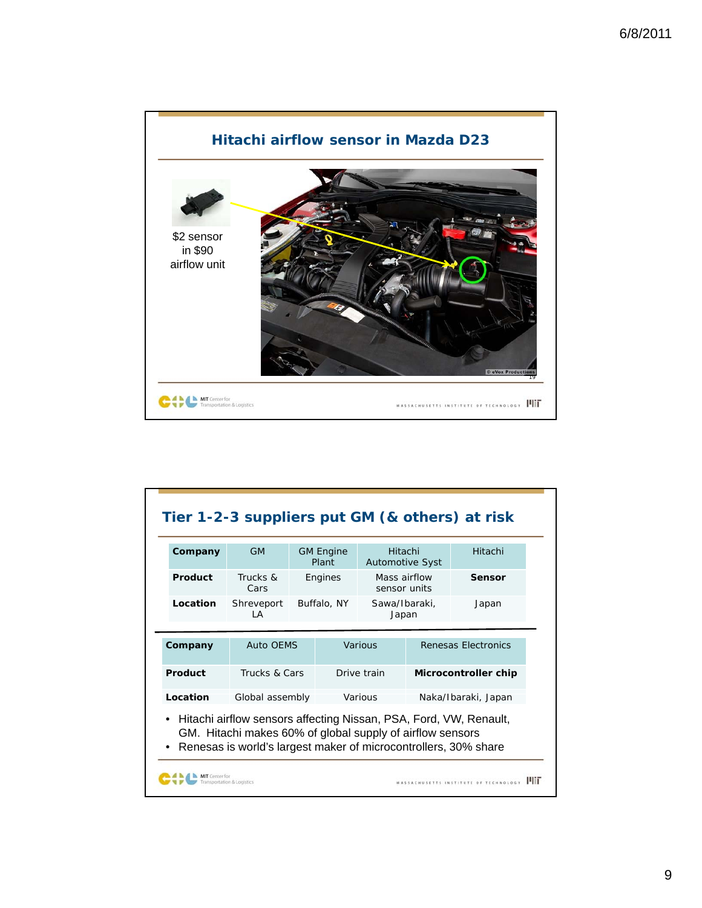## Hitachi airflow sensor in Mazda D23

$2 sensor in $90 airflow unit

## Tier 1-2-3 suppliers put GM (& others) at risk

| **Company** | GM | GM Engine Plant | Hitachi Automotive Syst | Hitachi |
|---|---|---|---|---|
| **Product** | Trucks & Cars | Engines | Mass airflow sensor units | **Sensor** |
| **Location** | Shreveport LA | Buffalo, NY | Sawa/Ibaraki, Japan | Japan |

| **Company** | Auto OEMS | Various | Renesas Electronics |
|---|---|---|---|
| **Product** | Trucks & Cars | Drive train | **Microcontroller chip** |
| **Location** | Global assembly | Various | Naka/Ibaraki, Japan |

- Hitachi airflow sensors affecting Nissan, PSA, Ford, VW, Renault, GM. Hitachi makes 60% of global supply of airflow sensors
- Renesas is world's largest maker of microcontrollers, 30% share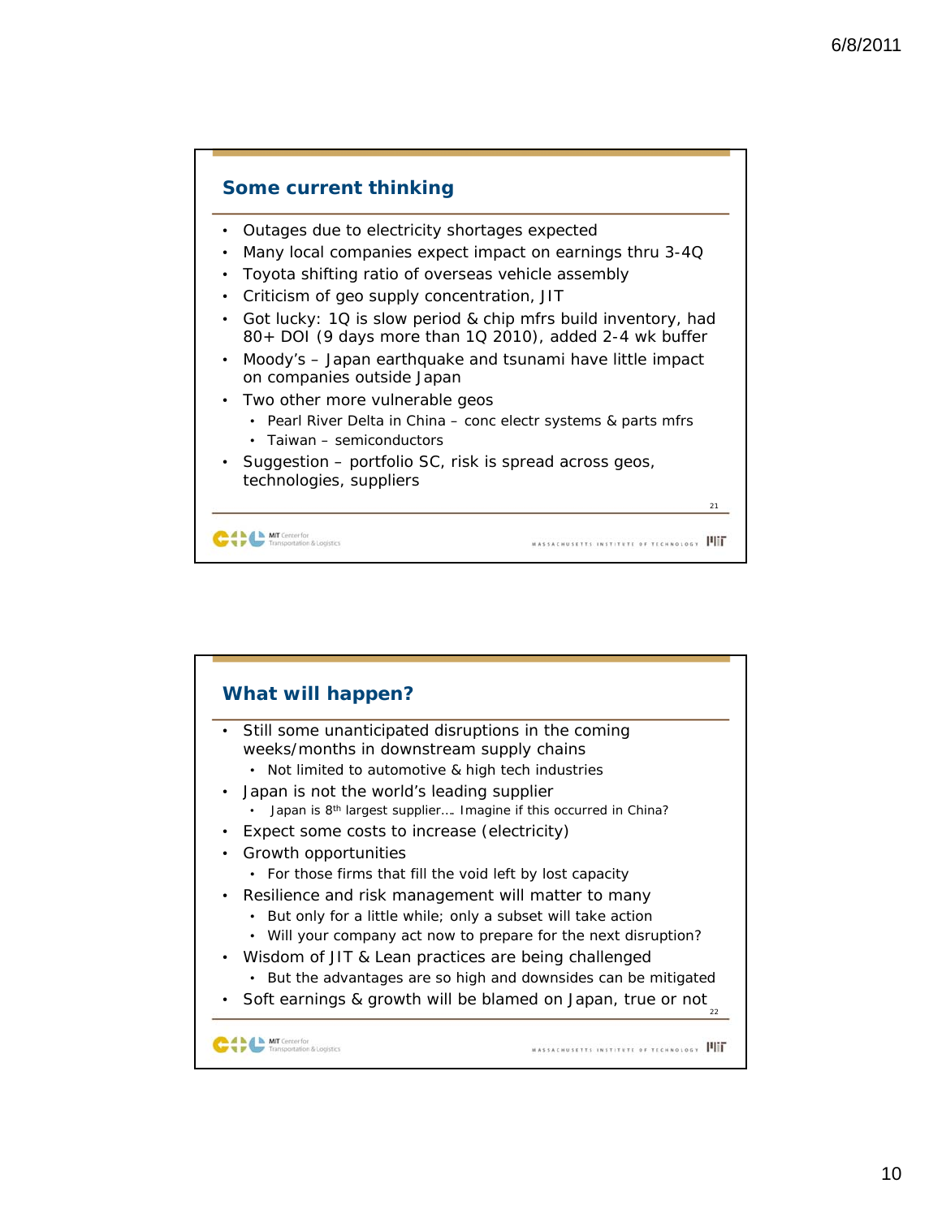## Some current thinking

- Outages due to electricity shortages expected
- Many local companies expect impact on earnings thru 3-4Q
- Toyota shifting ratio of overseas vehicle assembly
- Criticism of geo supply concentration, JIT
- Got lucky: 1Q is slow period & chip mfrs build inventory, had 80+ DOI (9 days more than 1Q 2010), added 2-4 wk buffer
- Moody's – Japan earthquake and tsunami have little impact on companies outside Japan
- Two other more vulnerable geos
  - Pearl River Delta in China – conc electr systems & parts mfrs
  - Taiwan – semiconductors
- Suggestion – portfolio SC, risk is spread across geos, technologies, suppliers

## What will happen?

- Still some unanticipated disruptions in the coming weeks/months in downstream supply chains
  - Not limited to automotive & high tech industries
- Japan is not the world's leading supplier
  - Japan is 8th largest supplier…. Imagine if this occurred in China?
- Expect some costs to increase (electricity)
- Growth opportunities
  - For those firms that fill the void left by lost capacity
- Resilience and risk management will matter to many
  - But only for a little while; only a subset will take action
  - Will your company act now to prepare for the next disruption?
- Wisdom of JIT & Lean practices are being challenged
  - But the advantages are so high and downsides can be mitigated
- Soft earnings & growth will be blamed on Japan, true or not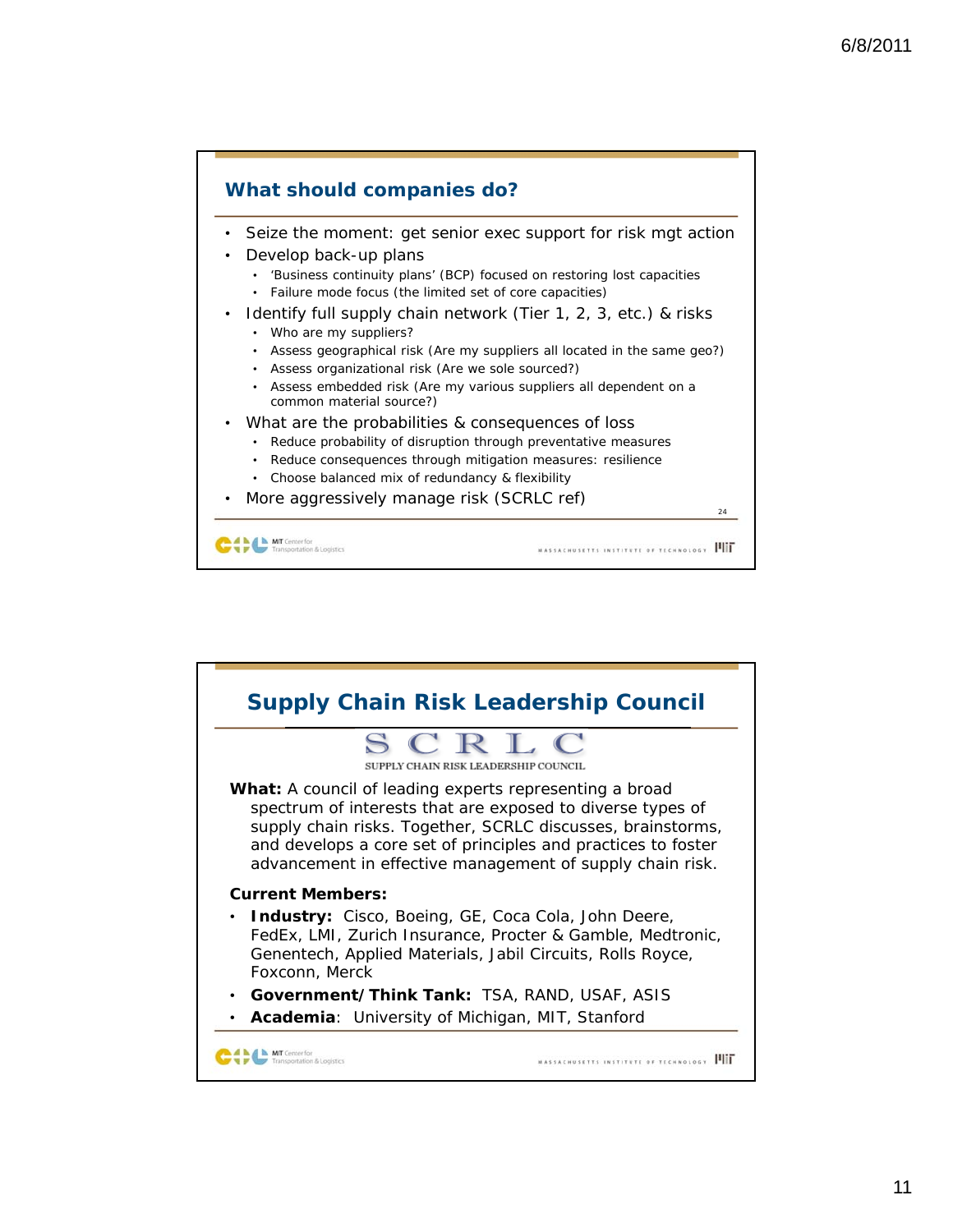## What should companies do?

- Seize the moment: get senior exec support for risk mgt action
- Develop back-up plans
  - 'Business continuity plans' (BCP) focused on restoring lost capacities
  - Failure mode focus (the limited set of core capacities)
- Identify full supply chain network (Tier 1, 2, 3, etc.) & risks
  - Who are my suppliers?
  - Assess geographical risk (Are my suppliers all located in the same geo?)
  - Assess organizational risk (Are we sole sourced?)
  - Assess embedded risk (Are my various suppliers all dependent on a common material source?)
- What are the probabilities & consequences of loss
  - Reduce probability of disruption through preventative measures
  - Reduce consequences through mitigation measures: resilience
  - Choose balanced mix of redundancy & flexibility
- More aggressively manage risk (SCRLC ref)

## Supply Chain Risk Leadership Council

SCRLC

SUPPLY CHAIN RISK LEADERSHIP COUNCIL

**What:** A council of leading experts representing a broad spectrum of interests that are exposed to diverse types of supply chain risks. Together, SCRLC discusses, brainstorms, and develops a core set of principles and practices to foster advancement in effective management of supply chain risk.

**Current Members:**

- **Industry:** Cisco, Boeing, GE, Coca Cola, John Deere, FedEx, LMI, Zurich Insurance, Procter & Gamble, Medtronic, Genentech, Applied Materials, Jabil Circuits, Rolls Royce, Foxconn, Merck
- **Government/Think Tank:** TSA, RAND, USAF, ASIS
- **Academia**: University of Michigan, MIT, Stanford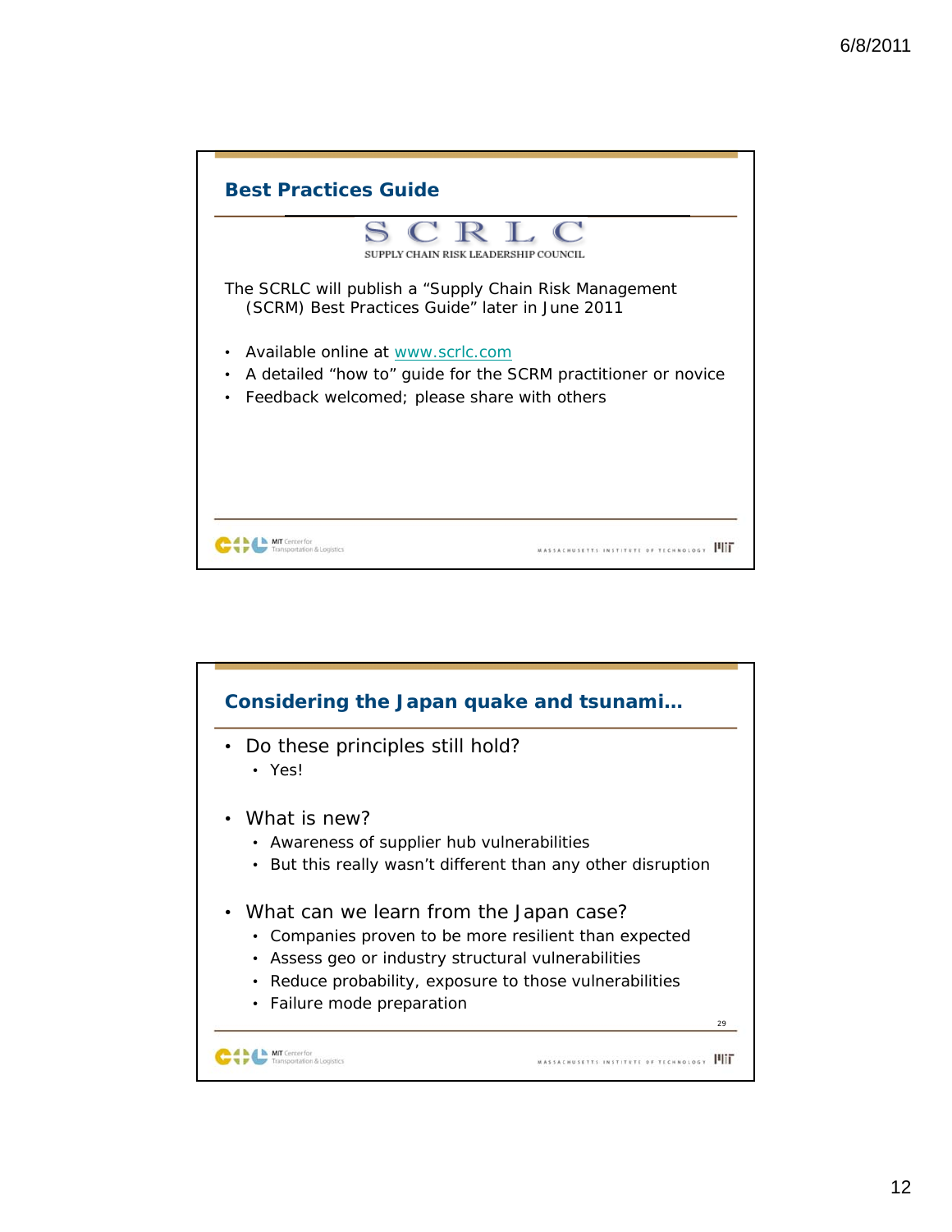## Best Practices Guide

SCRLC

SUPPLY CHAIN RISK LEADERSHIP COUNCIL

The SCRLC will publish a "Supply Chain Risk Management (SCRM) Best Practices Guide" later in June 2011

- Available online at www.scrlc.com
- A detailed "how to" guide for the SCRM practitioner or novice
- Feedback welcomed; please share with others

## Considering the Japan quake and tsunami…

- Do these principles still hold?
  - Yes!
- What is new?
  - Awareness of supplier hub vulnerabilities
  - But this really wasn't different than any other disruption
- What can we learn from the Japan case?
  - Companies proven to be more resilient than expected
  - Assess geo or industry structural vulnerabilities
  - Reduce probability, exposure to those vulnerabilities
  - Failure mode preparation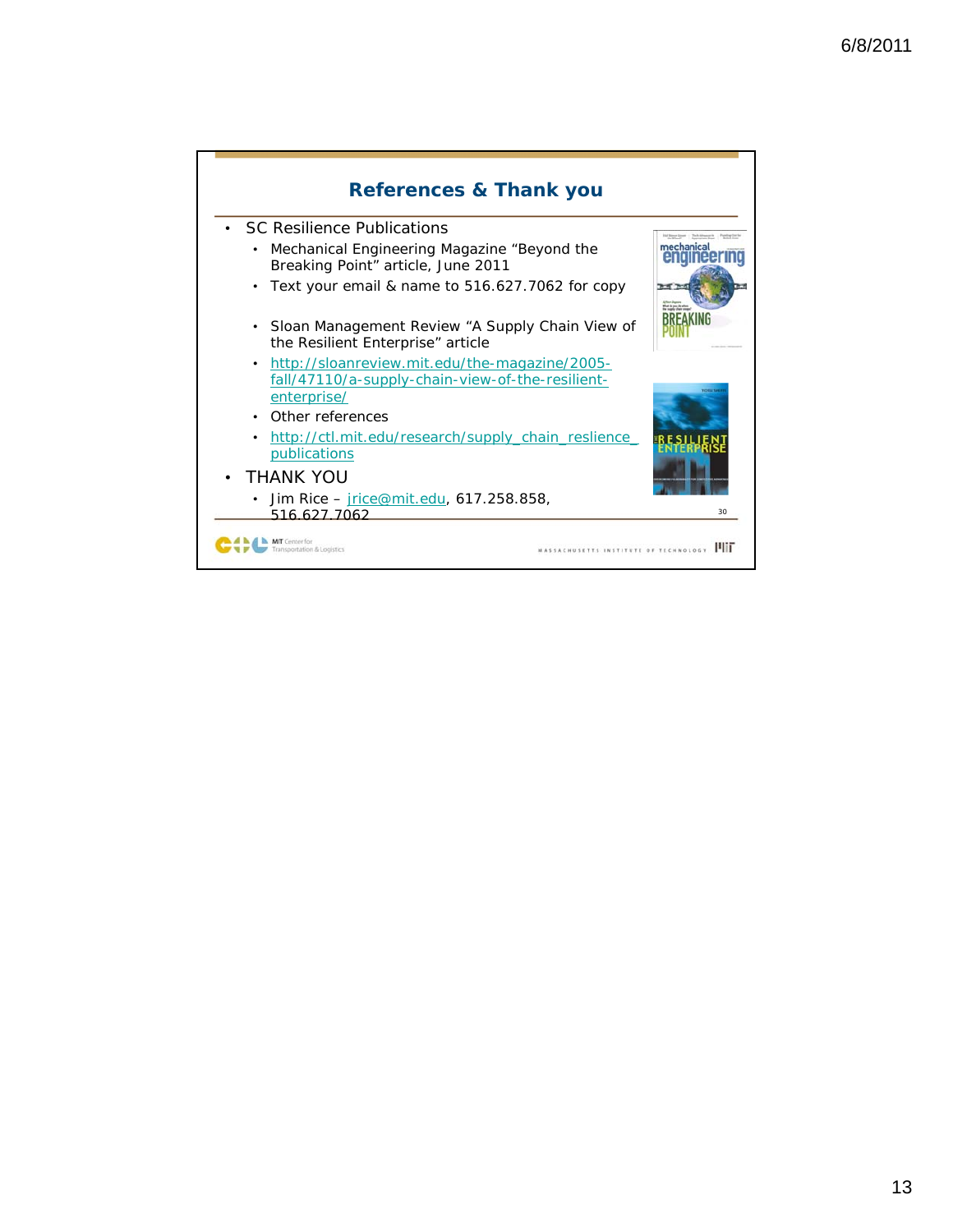## References & Thank you

- SC Resilience Publications
  - Mechanical Engineering Magazine "Beyond the Breaking Point" article, June 2011
  - Text your email & name to 516.627.7062 for copy
  - Sloan Management Review "A Supply Chain View of the Resilient Enterprise" article
  - http://sloanreview.mit.edu/the-magazine/2005-fall/47110/a-supply-chain-view-of-the-resilient-enterprise/
  - Other references
  - http://ctl.mit.edu/research/supply_chain_reslience_publications
- THANK YOU
  - Jim Rice – jrice@mit.edu, 617.258.858, 516.627.7062